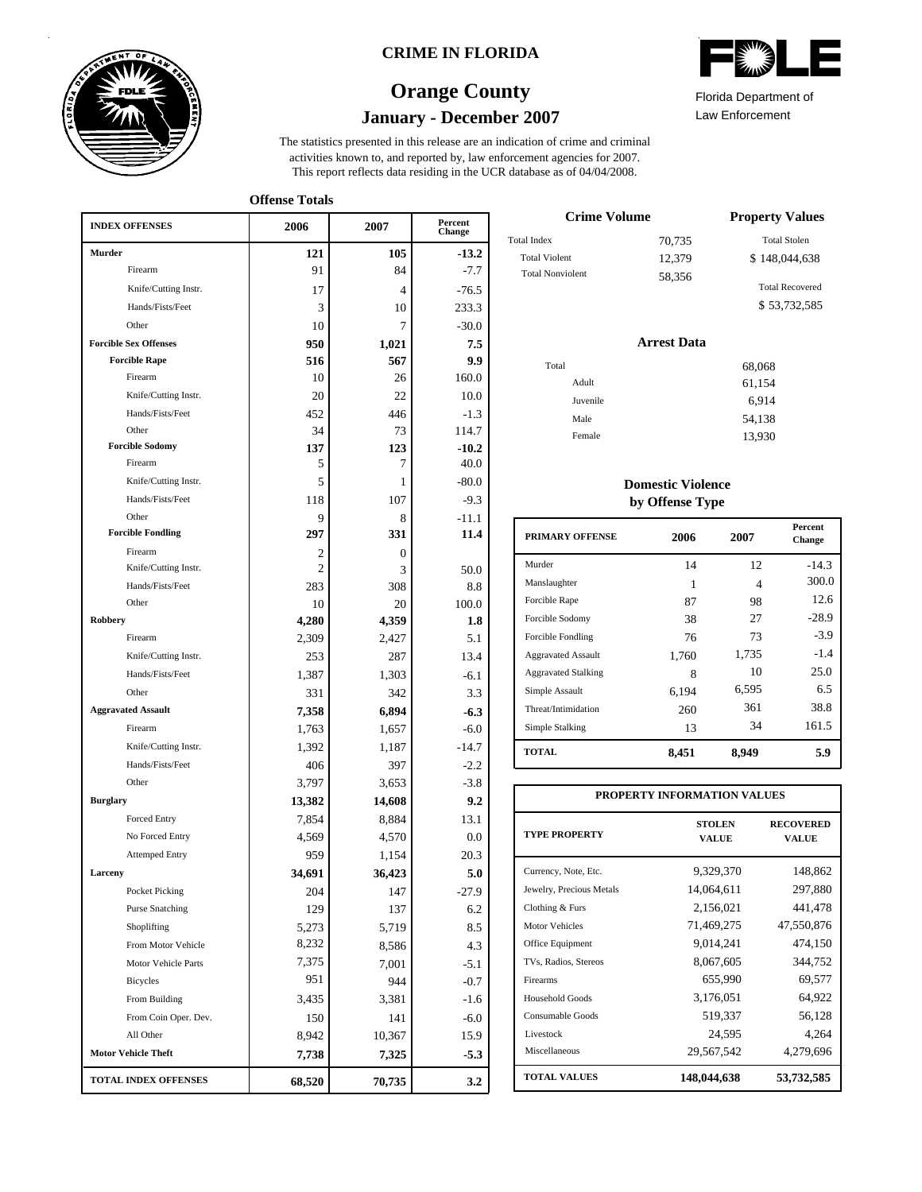# CRIME IN FLORIDA

## Orange County

### January - December 2007

FDLE — Florida Department of Law Enforcement

The statistics presented in this release are an indication of crime and criminal activities known to, and reported by, law enforcement agencies for 2007. This report reflects data residing in the UCR database as of 04/04/2008.

### Offense Totals

| INDEX OFFENSES | 2006 | 2007 | Percent Change |
|---|---|---|---|
| **Murder** | **121** | **105** | **-13.2** |
| Firearm | 91 | 84 | -7.7 |
| Knife/Cutting Instr. | 17 | 4 | -76.5 |
| Hands/Fists/Feet | 3 | 10 | 233.3 |
| Other | 10 | 7 | -30.0 |
| **Forcible Sex Offenses** | **950** | **1,021** | **7.5** |
| **Forcible Rape** | **516** | **567** | **9.9** |
| Firearm | 10 | 26 | 160.0 |
| Knife/Cutting Instr. | 20 | 22 | 10.0 |
| Hands/Fists/Feet | 452 | 446 | -1.3 |
| Other | 34 | 73 | 114.7 |
| **Forcible Sodomy** | **137** | **123** | **-10.2** |
| Firearm | 5 | 7 | 40.0 |
| Knife/Cutting Instr. | 5 | 1 | -80.0 |
| Hands/Fists/Feet | 118 | 107 | -9.3 |
| Other | 9 | 8 | -11.1 |
| **Forcible Fondling** | **297** | **331** | **11.4** |
| Firearm | 2 | 0 | |
| Knife/Cutting Instr. | 2 | 3 | 50.0 |
| Hands/Fists/Feet | 283 | 308 | 8.8 |
| Other | 10 | 20 | 100.0 |
| **Robbery** | **4,280** | **4,359** | **1.8** |
| Firearm | 2,309 | 2,427 | 5.1 |
| Knife/Cutting Instr. | 253 | 287 | 13.4 |
| Hands/Fists/Feet | 1,387 | 1,303 | -6.1 |
| Other | 331 | 342 | 3.3 |
| **Aggravated Assault** | **7,358** | **6,894** | **-6.3** |
| Firearm | 1,763 | 1,657 | -6.0 |
| Knife/Cutting Instr. | 1,392 | 1,187 | -14.7 |
| Hands/Fists/Feet | 406 | 397 | -2.2 |
| Other | 3,797 | 3,653 | -3.8 |
| **Burglary** | **13,382** | **14,608** | **9.2** |
| Forced Entry | 7,854 | 8,884 | 13.1 |
| No Forced Entry | 4,569 | 4,570 | 0.0 |
| Attemped Entry | 959 | 1,154 | 20.3 |
| **Larceny** | **34,691** | **36,423** | **5.0** |
| Pocket Picking | 204 | 147 | -27.9 |
| Purse Snatching | 129 | 137 | 6.2 |
| Shoplifting | 5,273 | 5,719 | 8.5 |
| From Motor Vehicle | 8,232 | 8,586 | 4.3 |
| Motor Vehicle Parts | 7,375 | 7,001 | -5.1 |
| Bicycles | 951 | 944 | -0.7 |
| From Building | 3,435 | 3,381 | -1.6 |
| From Coin Oper. Dev. | 150 | 141 | -6.0 |
| All Other | 8,942 | 10,367 | 15.9 |
| **Motor Vehicle Theft** | **7,738** | **7,325** | **-5.3** |
| **TOTAL INDEX OFFENSES** | **68,520** | **70,735** | **3.2** |

### Crime Volume

| | |
|---|---|
| Total Index | 70,735 |
| Total Violent | 12,379 |
| Total Nonviolent | 58,356 |

### Property Values

| | |
|---|---|
| Total Stolen | $ 148,044,638 |
| Total Recovered | $ 53,732,585 |

### Arrest Data

| | |
|---|---|
| Total | 68,068 |
| Adult | 61,154 |
| Juvenile | 6,914 |
| Male | 54,138 |
| Female | 13,930 |

### Domestic Violence by Offense Type

| PRIMARY OFFENSE | 2006 | 2007 | Percent Change |
|---|---|---|---|
| Murder | 14 | 12 | -14.3 |
| Manslaughter | 1 | 4 | 300.0 |
| Forcible Rape | 87 | 98 | 12.6 |
| Forcible Sodomy | 38 | 27 | -28.9 |
| Forcible Fondling | 76 | 73 | -3.9 |
| Aggravated Assault | 1,760 | 1,735 | -1.4 |
| Aggravated Stalking | 8 | 10 | 25.0 |
| Simple Assault | 6,194 | 6,595 | 6.5 |
| Threat/Intimidation | 260 | 361 | 38.8 |
| Simple Stalking | 13 | 34 | 161.5 |
| **TOTAL** | **8,451** | **8,949** | **5.9** |

### PROPERTY INFORMATION VALUES

| TYPE PROPERTY | STOLEN VALUE | RECOVERED VALUE |
|---|---|---|
| Currency, Note, Etc. | 9,329,370 | 148,862 |
| Jewelry, Precious Metals | 14,064,611 | 297,880 |
| Clothing & Furs | 2,156,021 | 441,478 |
| Motor Vehicles | 71,469,275 | 47,550,876 |
| Office Equipment | 9,014,241 | 474,150 |
| TVs, Radios, Stereos | 8,067,605 | 344,752 |
| Firearms | 655,990 | 69,577 |
| Household Goods | 3,176,051 | 64,922 |
| Consumable Goods | 519,337 | 56,128 |
| Livestock | 24,595 | 4,264 |
| Miscellaneous | 29,567,542 | 4,279,696 |
| **TOTAL VALUES** | **148,044,638** | **53,732,585** |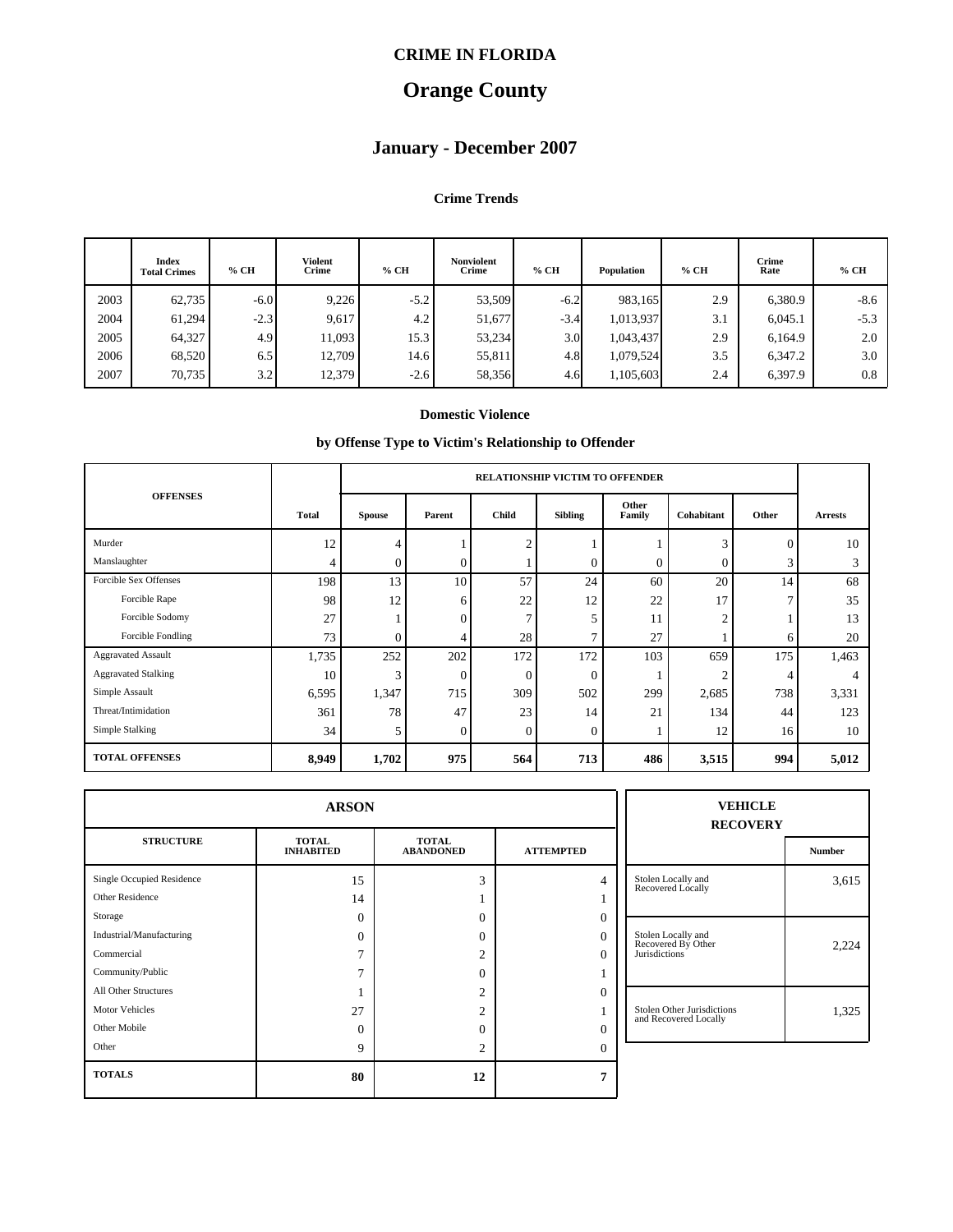**CRIME IN FLORIDA**

# Orange County

## January - December 2007

### Crime Trends

| | Index Total Crimes | % CH | Violent Crime | % CH | Nonviolent Crime | % CH | Population | % CH | Crime Rate | % CH |
|---|---|---|---|---|---|---|---|---|---|---|
| 2003 | 62,735 | -6.0 | 9,226 | -5.2 | 53,509 | -6.2 | 983,165 | 2.9 | 6,380.9 | -8.6 |
| 2004 | 61,294 | -2.3 | 9,617 | 4.2 | 51,677 | -3.4 | 1,013,937 | 3.1 | 6,045.1 | -5.3 |
| 2005 | 64,327 | 4.9 | 11,093 | 15.3 | 53,234 | 3.0 | 1,043,437 | 2.9 | 6,164.9 | 2.0 |
| 2006 | 68,520 | 6.5 | 12,709 | 14.6 | 55,811 | 4.8 | 1,079,524 | 3.5 | 6,347.2 | 3.0 |
| 2007 | 70,735 | 3.2 | 12,379 | -2.6 | 58,356 | 4.6 | 1,105,603 | 2.4 | 6,397.9 | 0.8 |

### Domestic Violence

### by Offense Type to Victim's Relationship to Offender

| OFFENSES | | RELATIONSHIP VICTIM TO OFFENDER | | | | | | | |
|---|---|---|---|---|---|---|---|---|---|
| | Total | Spouse | Parent | Child | Sibling | Other Family | Cohabitant | Other | Arrests |
| Murder | 12 | 4 | 1 | 2 | 1 | 1 | 3 | 0 | 10 |
| Manslaughter | 4 | 0 | 0 | 1 | 0 | 0 | 0 | 3 | 3 |
| Forcible Sex Offenses | 198 | 13 | 10 | 57 | 24 | 60 | 20 | 14 | 68 |
| Forcible Rape | 98 | 12 | 6 | 22 | 12 | 22 | 17 | 7 | 35 |
| Forcible Sodomy | 27 | 1 | 0 | 7 | 5 | 11 | 2 | 1 | 13 |
| Forcible Fondling | 73 | 0 | 4 | 28 | 7 | 27 | 1 | 6 | 20 |
| Aggravated Assault | 1,735 | 252 | 202 | 172 | 172 | 103 | 659 | 175 | 1,463 |
| Aggravated Stalking | 10 | 3 | 0 | 0 | 0 | 1 | 2 | 4 | 4 |
| Simple Assault | 6,595 | 1,347 | 715 | 309 | 502 | 299 | 2,685 | 738 | 3,331 |
| Threat/Intimidation | 361 | 78 | 47 | 23 | 14 | 21 | 134 | 44 | 123 |
| Simple Stalking | 34 | 5 | 0 | 0 | 0 | 1 | 12 | 16 | 10 |
| **TOTAL OFFENSES** | **8,949** | **1,702** | **975** | **564** | **713** | **486** | **3,515** | **994** | **5,012** |

### ARSON

| STRUCTURE | TOTAL INHABITED | TOTAL ABANDONED | ATTEMPTED |
|---|---|---|---|
| Single Occupied Residence | 15 | 3 | 4 |
| Other Residence | 14 | 1 | 1 |
| Storage | 0 | 0 | 0 |
| Industrial/Manufacturing | 0 | 0 | 0 |
| Commercial | 7 | 2 | 0 |
| Community/Public | 7 | 0 | 1 |
| All Other Structures | 1 | 2 | 0 |
| Motor Vehicles | 27 | 2 | 1 |
| Other Mobile | 0 | 0 | 0 |
| Other | 9 | 2 | 0 |
| **TOTALS** | **80** | **12** | **7** |

### VEHICLE RECOVERY

| | Number |
|---|---|
| Stolen Locally and Recovered Locally | 3,615 |
| Stolen Locally and Recovered By Other Jurisdictions | 2,224 |
| Stolen Other Jurisdictions and Recovered Locally | 1,325 |